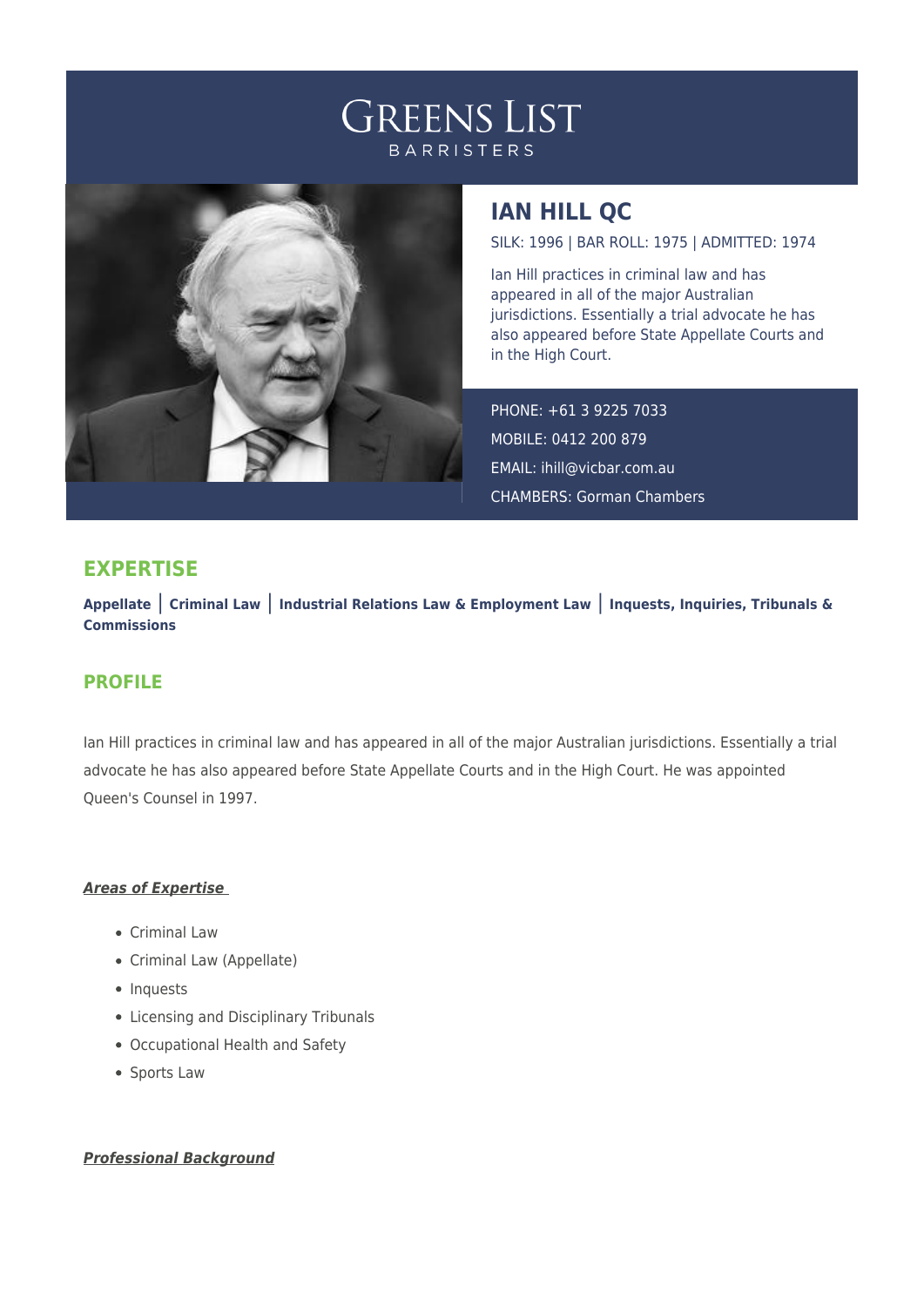# GREENS LIST
BARRISTERS

## IAN HILL QC

SILK: 1996 | BAR ROLL: 1975 | ADMITTED: 1974

Ian Hill practices in criminal law and has appeared in all of the major Australian jurisdictions. Essentially a trial advocate he has also appeared before State Appellate Courts and in the High Court.

PHONE: +61 3 9225 7033
MOBILE: 0412 200 879
EMAIL: ihill@vicbar.com.au
CHAMBERS: Gorman Chambers

## EXPERTISE

**Appellate** | **Criminal Law** | **Industrial Relations Law & Employment Law** | **Inquests, Inquiries, Tribunals & Commissions**

## PROFILE

Ian Hill practices in criminal law and has appeared in all of the major Australian jurisdictions. Essentially a trial advocate he has also appeared before State Appellate Courts and in the High Court. He was appointed Queen's Counsel in 1997.

***Areas of Expertise***

- Criminal Law
- Criminal Law (Appellate)
- Inquests
- Licensing and Disciplinary Tribunals
- Occupational Health and Safety
- Sports Law

***Professional Background***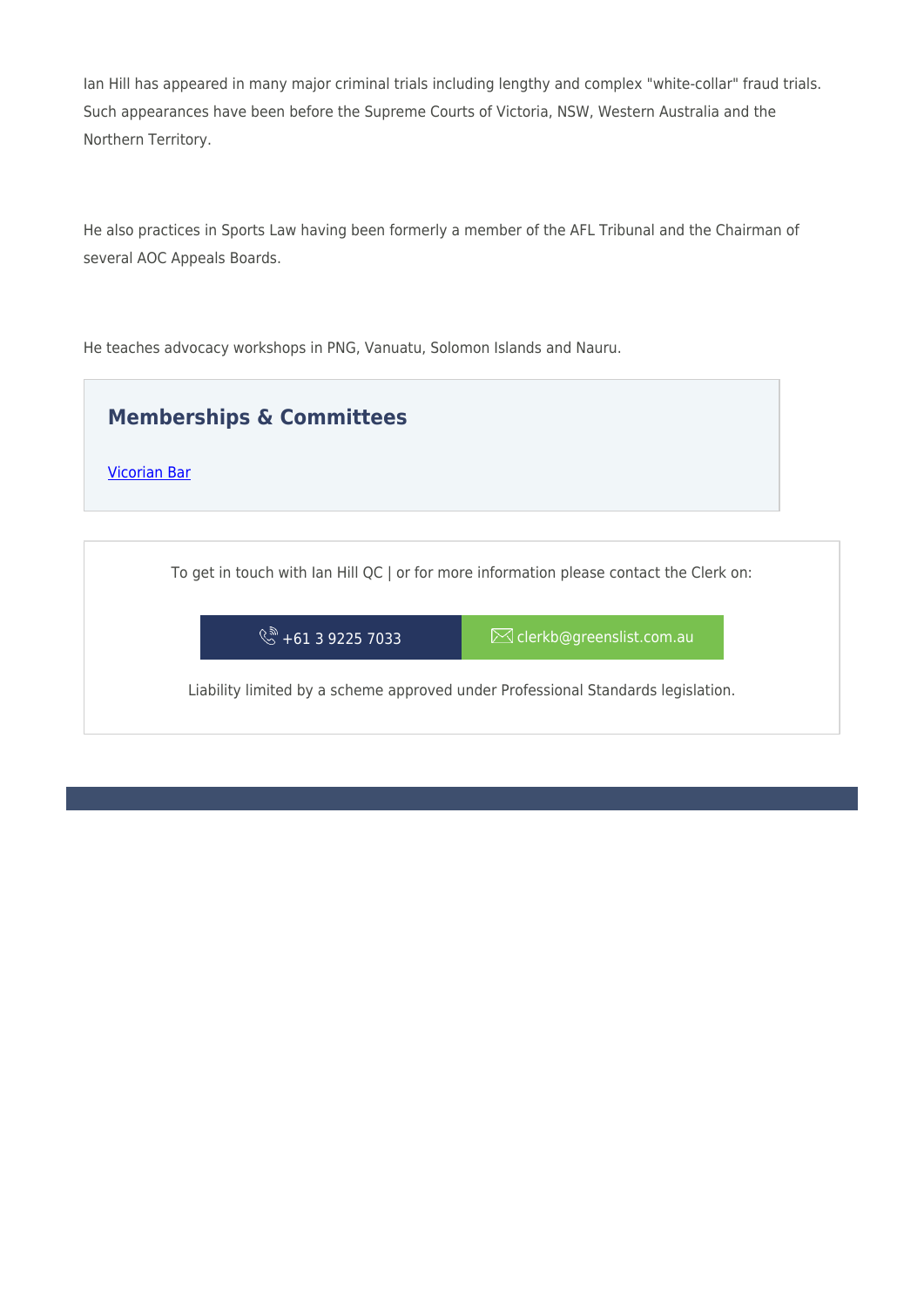Ian Hill has appeared in many major criminal trials including lengthy and complex "white-collar" fraud trials. Such appearances have been before the Supreme Courts of Victoria, NSW, Western Australia and the Northern Territory.

He also practices in Sports Law having been formerly a member of the AFL Tribunal and the Chairman of several AOC Appeals Boards.

He teaches advocacy workshops in PNG, Vanuatu, Solomon Islands and Nauru.

## Memberships & Committees

Vicorian Bar

To get in touch with Ian Hill QC | or for more information please contact the Clerk on:

+61 3 9225 7033

clerkb@greenslist.com.au

Liability limited by a scheme approved under Professional Standards legislation.